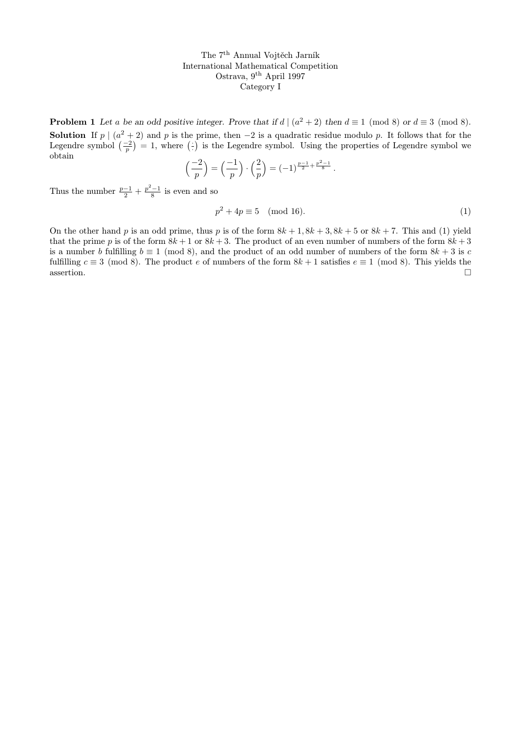The 7[th] Annual Vojtěch Jarník
International Mathematical Competition
Ostrava, 9[th] April 1997
Category I

**Problem 1** *Let $a$ be an odd positive integer. Prove that if $d \mid (a^2+2)$ then $d \equiv 1 \pmod 8$ or $d \equiv 3 \pmod 8$.*

**Solution** If $p \mid (a^2+2)$ and $p$ is the prime, then $-2$ is a quadratic residue modulo $p$. It follows that for the Legendre symbol $\left(\frac{-2}{p}\right) = 1$, where $\left(\frac{\cdot}{\cdot}\right)$ is the Legendre symbol. Using the properties of Legendre symbol we obtain

$$\left(\frac{-2}{p}\right) = \left(\frac{-1}{p}\right) \cdot \left(\frac{2}{p}\right) = (-1)^{\frac{p-1}{2} + \frac{p^2-1}{8}}.$$

Thus the number $\frac{p-1}{2} + \frac{p^2-1}{8}$ is even and so

$$p^2 + 4p \equiv 5 \pmod{16}. \tag{1}$$

On the other hand $p$ is an odd prime, thus $p$ is of the form $8k+1, 8k+3, 8k+5$ or $8k+7$. This and (1) yield that the prime $p$ is of the form $8k+1$ or $8k+3$. The product of an even number of numbers of the form $8k+3$ is a number $b$ fulfilling $b \equiv 1 \pmod 8$, and the product of an odd number of numbers of the form $8k+3$ is $c$ fulfilling $c \equiv 3 \pmod 8$. The product $e$ of numbers of the form $8k+1$ satisfies $e \equiv 1 \pmod 8$. This yields the assertion. □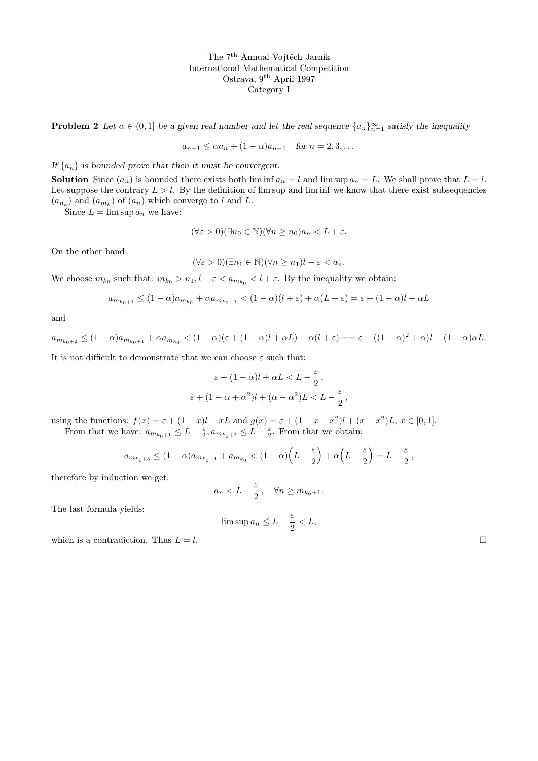The 7[th] Annual Vojtěch Jarník
International Mathematical Competition
Ostrava, 9[th] April 1997
Category I

**Problem 2** *Let $\alpha \in (0,1]$ be a given real number and let the real sequence $\{a_n\}_{n=1}^{\infty}$ satisfy the inequality*

$$a_{n+1} \le \alpha a_n + (1-\alpha)a_{n-1} \quad \textit{for } n = 2, 3, \ldots$$

*If $\{a_n\}$ is bounded prove that then it must be convergent.*

**Solution** Since $(a_n)$ is bounded there exists both $\liminf a_n = l$ and $\limsup a_n = L$. We shall prove that $L = l$. Let suppose the contrary $L > l$. By the definition of lim sup and lim inf we know that there exist subsequencies $(a_{n_k})$ and $(a_{m_k})$ of $(a_n)$ which converge to $l$ and $L$.

Since $L = \limsup a_n$ we have:

$$(\forall \varepsilon > 0)(\exists n_0 \in \mathbb{N})(\forall n \ge n_0) a_n < L + \varepsilon.$$

On the other hand

$$(\forall \varepsilon > 0)(\exists n_1 \in \mathbb{N})(\forall n \ge n_1) l - \varepsilon < a_n.$$

We choose $m_{k_0}$ such that: $m_{k_0} > n_1, l - \varepsilon < a_{m_{k_0}} < l + \varepsilon$. By the inequality we obtain:

$$a_{m_{k_0+1}} \le (1-\alpha)a_{m_{k_0}} + \alpha a_{m_{k_0-1}} < (1-\alpha)(l+\varepsilon) + \alpha(L+\varepsilon) = \varepsilon + (1-\alpha)l + \alpha L$$

and

$$a_{m_{k_0+2}} \le (1-\alpha)a_{m_{k_0+1}} + \alpha a_{m_{k_0}} < (1-\alpha)(\varepsilon + (1-\alpha)l + \alpha L) + \alpha(l+\varepsilon) == \varepsilon + ((1-\alpha)^2 + \alpha)l + (1-\alpha)\alpha L.$$

It is not difficult to demonstrate that we can choose $\varepsilon$ such that:

$$\varepsilon + (1-\alpha)l + \alpha L < L - \frac{\varepsilon}{2},$$
$$\varepsilon + (1-\alpha+\alpha^2)l + (\alpha - \alpha^2)L < L - \frac{\varepsilon}{2},$$

using the functions: $f(x) = \varepsilon + (1-x)l + xL$ and $g(x) = \varepsilon + (1-x-x^2)l + (x-x^2)L$, $x \in [0,1]$.

From that we have: $a_{m_{k_0+1}} \le L - \frac{\varepsilon}{2}, a_{m_{k_0+2}} \le L - \frac{\varepsilon}{2}$. From that we obtain:

$$a_{m_{k_0+3}} \le (1-\alpha)a_{m_{k_0+1}} + a_{m_{k_0}} < (1-\alpha)\Big(L - \frac{\varepsilon}{2}\Big) + \alpha\Big(L - \frac{\varepsilon}{2}\Big) = L - \frac{\varepsilon}{2},$$

therefore by induction we get:

$$a_n < L - \frac{\varepsilon}{2}, \quad \forall n \ge m_{k_0+1}.$$

The last formula yields:

$$\limsup a_n \le L - \frac{\varepsilon}{2} < L,$$

which is a contradiction. Thus $L = l$. $\square$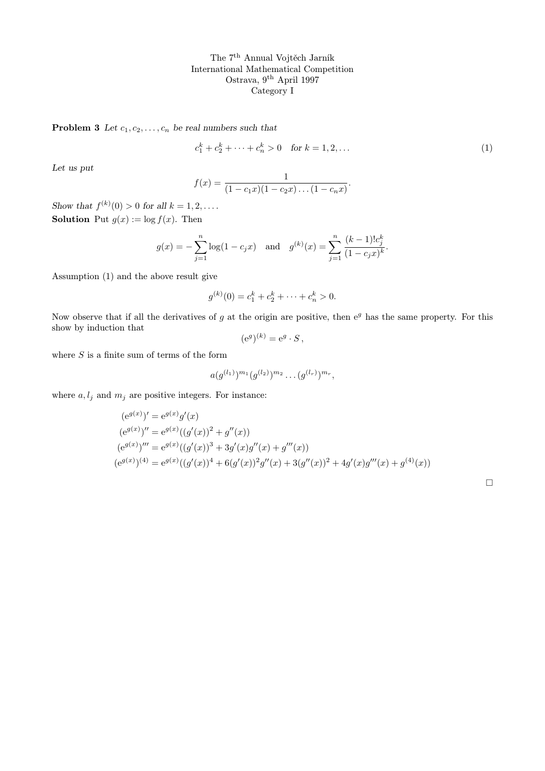The 7th Annual Vojtěch Jarník
International Mathematical Competition
Ostrava, 9th April 1997
Category I

**Problem 3** *Let $c_1, c_2, \dots, c_n$ be real numbers such that*

$$c_1^k + c_2^k + \cdots + c_n^k > 0 \quad \text{for } k = 1, 2, \dots \tag{1}$$

*Let us put*

$$f(x) = \frac{1}{(1 - c_1 x)(1 - c_2 x) \dots (1 - c_n x)}.$$

*Show that $f^{(k)}(0) > 0$ for all $k = 1, 2, \dots$.*

**Solution** Put $g(x) := \log f(x)$. Then

$$g(x) = -\sum_{j=1}^{n} \log(1 - c_j x) \quad \text{and} \quad g^{(k)}(x) = \sum_{j=1}^{n} \frac{(k-1)! c_j^k}{(1 - c_j x)^k}.$$

Assumption (1) and the above result give

$$g^{(k)}(0) = c_1^k + c_2^k + \cdots + c_n^k > 0.$$

Now observe that if all the derivatives of $g$ at the origin are positive, then $\mathrm{e}^g$ has the same property. For this show by induction that

$$(\mathrm{e}^g)^{(k)} = \mathrm{e}^g \cdot S\,,$$

where $S$ is a finite sum of terms of the form

$$a(g^{(l_1)})^{m_1} (g^{(l_2)})^{m_2} \dots (g^{(l_r)})^{m_r},$$

where $a, l_j$ and $m_j$ are positive integers. For instance:

$$\begin{aligned}
(\mathrm{e}^{g(x)})' &= \mathrm{e}^{g(x)} g'(x) \\
(\mathrm{e}^{g(x)})'' &= \mathrm{e}^{g(x)} ((g'(x))^2 + g''(x)) \\
(\mathrm{e}^{g(x)})''' &= \mathrm{e}^{g(x)} ((g'(x))^3 + 3g'(x)g''(x) + g'''(x)) \\
(\mathrm{e}^{g(x)})^{(4)} &= \mathrm{e}^{g(x)} ((g'(x))^4 + 6(g'(x))^2 g''(x) + 3(g''(x))^2 + 4g'(x)g'''(x) + g^{(4)}(x))
\end{aligned}$$

□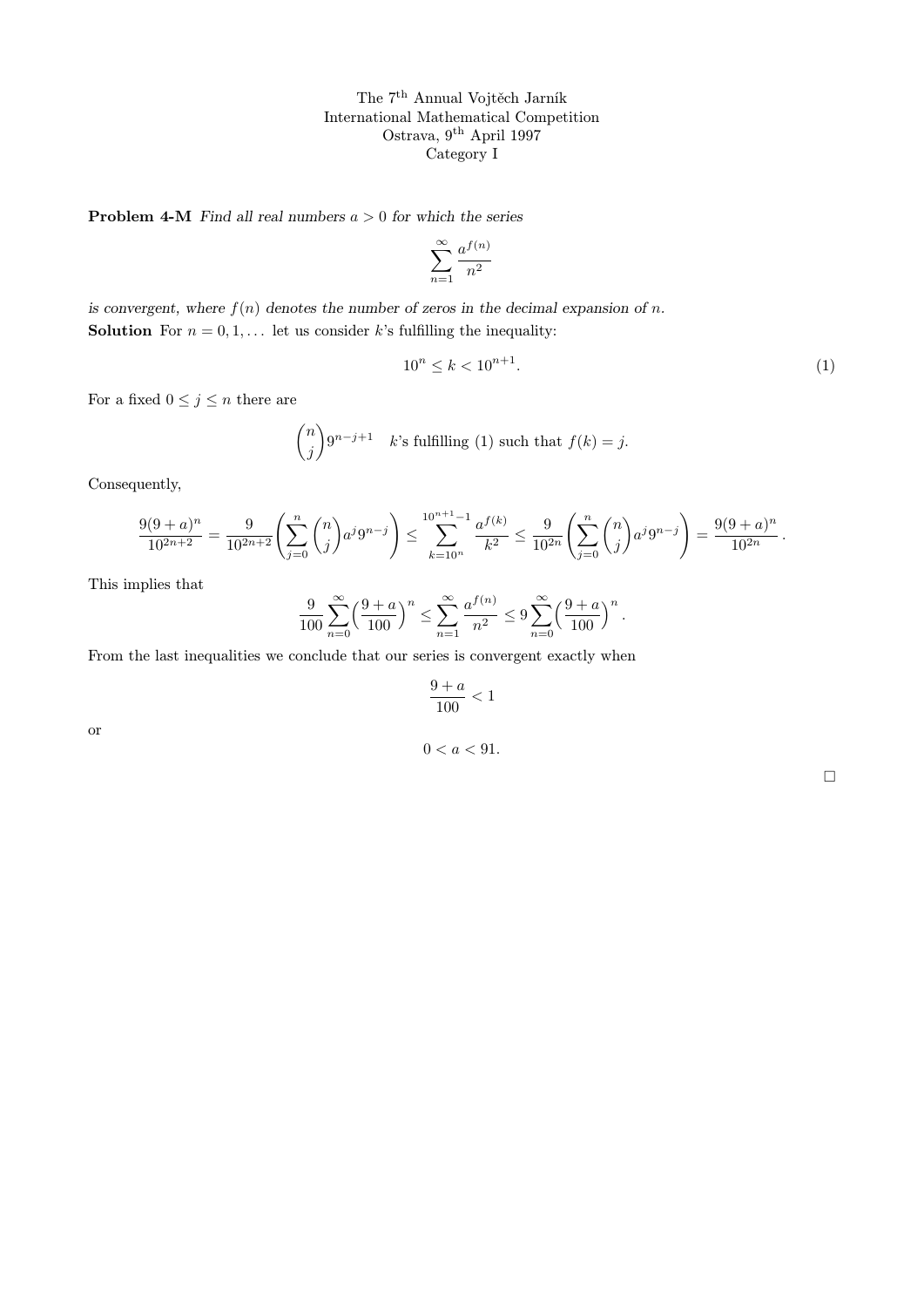The 7[th] Annual Vojtěch Jarník
International Mathematical Competition
Ostrava, 9[th] April 1997
Category I

**Problem 4-M** *Find all real numbers $a > 0$ for which the series*

$$\sum_{n=1}^{\infty} \frac{a^{f(n)}}{n^2}$$

*is convergent, where $f(n)$ denotes the number of zeros in the decimal expansion of $n$.*

**Solution** For $n = 0, 1, \ldots$ let us consider $k$'s fulfilling the inequality:

$$10^n \le k < 10^{n+1}. \tag{1}$$

For a fixed $0 \le j \le n$ there are

$$\binom{n}{j} 9^{n-j+1} \quad k\text{'s fulfilling (1) such that } f(k) = j.$$

Consequently,

$$\frac{9(9+a)^n}{10^{2n+2}} = \frac{9}{10^{2n+2}} \left( \sum_{j=0}^{n} \binom{n}{j} a^j 9^{n-j} \right) \le \sum_{k=10^n}^{10^{n+1}-1} \frac{a^{f(k)}}{k^2} \le \frac{9}{10^{2n}} \left( \sum_{j=0}^{n} \binom{n}{j} a^j 9^{n-j} \right) = \frac{9(9+a)^n}{10^{2n}}.$$

This implies that

$$\frac{9}{100} \sum_{n=0}^{\infty} \Big( \frac{9+a}{100} \Big)^n \le \sum_{n=1}^{\infty} \frac{a^{f(n)}}{n^2} \le 9 \sum_{n=0}^{\infty} \Big( \frac{9+a}{100} \Big)^n.$$

From the last inequalities we conclude that our series is convergent exactly when

$$\frac{9+a}{100} < 1$$

or

$$0 < a < 91.$$

□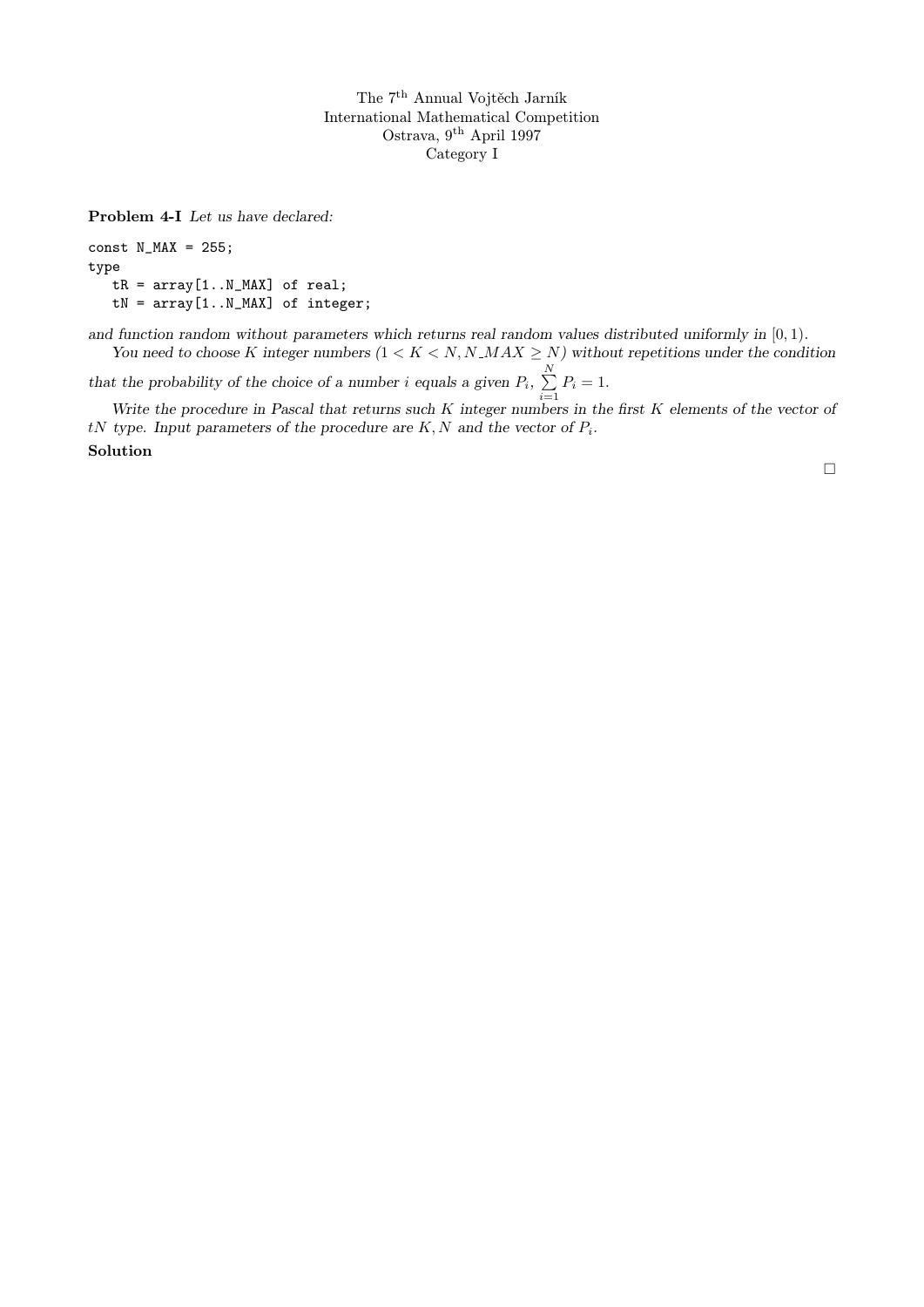The 7th Annual Vojtěch Jarník
International Mathematical Competition
Ostrava, 9th April 1997
Category I

**Problem 4-I** *Let us have declared:*

```
const N_MAX = 255;
type
   tR = array[1..N_MAX] of real;
   tN = array[1..N_MAX] of integer;
```

*and function random without parameters which returns real random values distributed uniformly in* $[0, 1)$.

*You need to choose* $K$ *integer numbers* ($1 < K < N, N\_MAX \geq N$) *without repetitions under the condition that the probability of the choice of a number* $i$ *equals a given* $P_i$, $\sum_{i=1}^{N} P_i = 1$.

*Write the procedure in Pascal that returns such* $K$ *integer numbers in the first* $K$ *elements of the vector of* $tN$ *type. Input parameters of the procedure are* $K, N$ *and the vector of* $P_i$.

**Solution**

□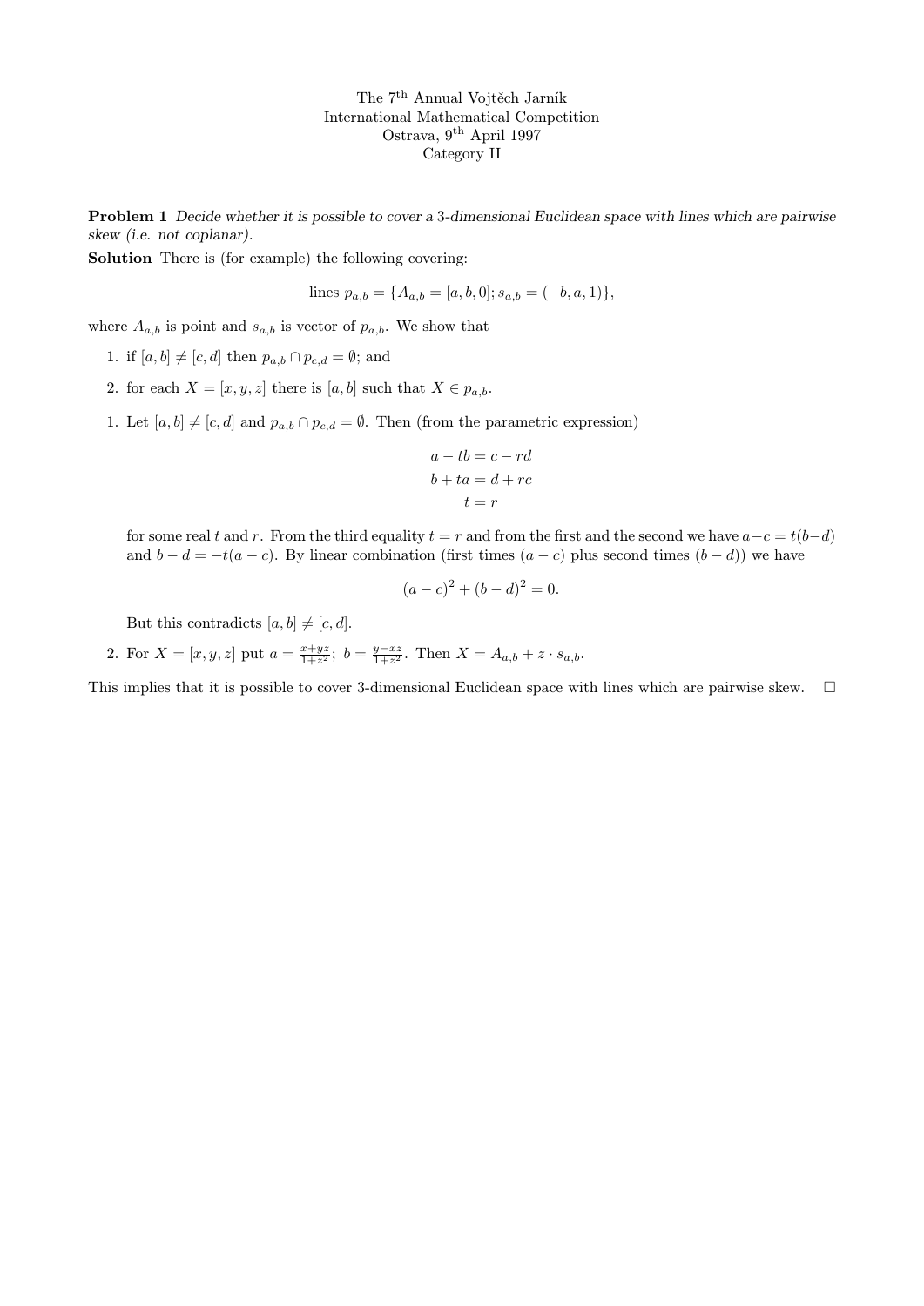The 7th Annual Vojtěch Jarník  
International Mathematical Competition  
Ostrava, 9th April 1997  
Category II

**Problem 1** *Decide whether it is possible to cover a 3-dimensional Euclidean space with lines which are pairwise skew (i.e. not coplanar).*

**Solution** There is (for example) the following covering:

$$\text{lines } p_{a,b} = \{A_{a,b} = [a, b, 0]; s_{a,b} = (-b, a, 1)\},$$

where $A_{a,b}$ is point and $s_{a,b}$ is vector of $p_{a,b}$. We show that

1. if $[a, b] \neq [c, d]$ then $p_{a,b} \cap p_{c,d} = \emptyset$; and
2. for each $X = [x, y, z]$ there is $[a, b]$ such that $X \in p_{a,b}$.

1. Let $[a, b] \neq [c, d]$ and $p_{a,b} \cap p_{c,d} = \emptyset$. Then (from the parametric expression)

$$a - tb = c - rd$$
$$b + ta = d + rc$$
$$t = r$$

for some real $t$ and $r$. From the third equality $t = r$ and from the first and the second we have $a - c = t(b - d)$ and $b - d = -t(a - c)$. By linear combination (first times $(a - c)$ plus second times $(b - d)$) we have

$$(a - c)^2 + (b - d)^2 = 0.$$

But this contradicts $[a, b] \neq [c, d]$.

2. For $X = [x, y, z]$ put $a = \frac{x+yz}{1+z^2}$; $b = \frac{y-xz}{1+z^2}$. Then $X = A_{a,b} + z \cdot s_{a,b}$.

This implies that it is possible to cover 3-dimensional Euclidean space with lines which are pairwise skew. □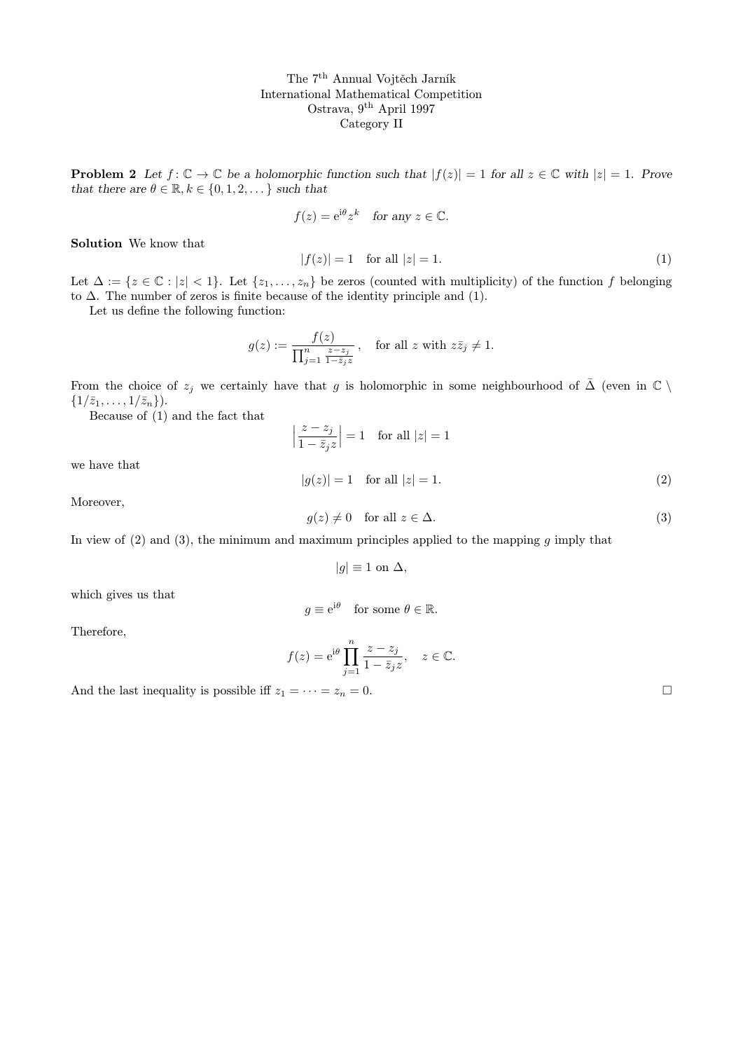The 7th Annual Vojtěch Jarník
International Mathematical Competition
Ostrava, 9th April 1997
Category II

**Problem 2** *Let $f\colon \mathbb{C} \to \mathbb{C}$ be a holomorphic function such that $|f(z)| = 1$ for all $z \in \mathbb{C}$ with $|z| = 1$. Prove that there are $\theta \in \mathbb{R}, k \in \{0, 1, 2, \dots\}$ such that*

$$f(z) = e^{i\theta} z^k \quad \textit{for any } z \in \mathbb{C}.$$

**Solution** We know that

$$|f(z)| = 1 \quad \text{for all } |z| = 1. \tag{1}$$

Let $\Delta := \{z \in \mathbb{C} : |z| < 1\}$. Let $\{z_1, \dots, z_n\}$ be zeros (counted with multiplicity) of the function $f$ belonging to $\Delta$. The number of zeros is finite because of the identity principle and (1).

Let us define the following function:

$$g(z) := \frac{f(z)}{\prod_{j=1}^{n} \frac{z - z_j}{1 - \bar{z}_j z}}, \quad \text{for all } z \text{ with } z\bar{z}_j \neq 1.$$

From the choice of $z_j$ we certainly have that $g$ is holomorphic in some neighbourhood of $\bar{\Delta}$ (even in $\mathbb{C} \setminus \{1/\bar{z}_1, \dots, 1/\bar{z}_n\}$).

Because of (1) and the fact that

$$\left| \frac{z - z_j}{1 - \bar{z}_j z} \right| = 1 \quad \text{for all } |z| = 1$$

we have that

$$|g(z)| = 1 \quad \text{for all } |z| = 1. \tag{2}$$

Moreover,

$$g(z) \neq 0 \quad \text{for all } z \in \Delta. \tag{3}$$

In view of (2) and (3), the minimum and maximum principles applied to the mapping $g$ imply that

$$|g| \equiv 1 \text{ on } \Delta,$$

which gives us that

$$g \equiv e^{i\theta} \quad \text{for some } \theta \in \mathbb{R}.$$

Therefore,

$$f(z) = e^{i\theta} \prod_{j=1}^{n} \frac{z - z_j}{1 - \bar{z}_j z}, \quad z \in \mathbb{C}.$$

And the last inequality is possible iff $z_1 = \cdots = z_n = 0$. $\square$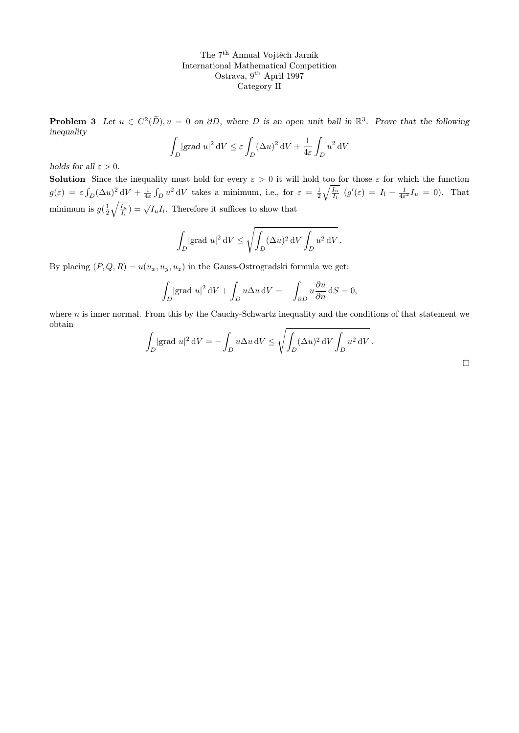The 7th Annual Vojtěch Jarník
International Mathematical Competition
Ostrava, 9th April 1997
Category II

**Problem 3** *Let $u \in C^2(\bar{D}), u = 0$ on $\partial D$, where $D$ is an open unit ball in $\mathbb{R}^3$. Prove that the following inequality*

$$\int_D |\text{grad } u|^2 \, \mathrm{d}V \leq \varepsilon \int_D (\Delta u)^2 \, \mathrm{d}V + \frac{1}{4\varepsilon} \int_D u^2 \, \mathrm{d}V$$

*holds for all $\varepsilon > 0$.*

**Solution** Since the inequality must hold for every $\varepsilon > 0$ it will hold too for those $\varepsilon$ for which the function $g(\varepsilon) = \varepsilon \int_D (\Delta u)^2 \, \mathrm{d}V + \frac{1}{4\varepsilon} \int_D u^2 \, \mathrm{d}V$ takes a minimum, i.e., for $\varepsilon = \frac{1}{2}\sqrt{\frac{I_u}{I_l}}$ ($g'(\varepsilon) = I_l - \frac{1}{4\varepsilon^2} I_u = 0$). That minimum is $g(\frac{1}{2}\sqrt{\frac{I_u}{I_l}}) = \sqrt{I_u I_l}$. Therefore it suffices to show that

$$\int_D |\text{grad } u|^2 \, \mathrm{d}V \leq \sqrt{\int_D (\Delta u)^2 \, \mathrm{d}V \int_D u^2 \, \mathrm{d}V}\,.$$

By placing $(P, Q, R) = u(u_x, u_y, u_z)$ in the Gauss-Ostrogradski formula we get:

$$\int_D |\text{grad } u|^2 \, \mathrm{d}V + \int_D u \Delta u \, \mathrm{d}V = -\int_{\partial D} u \frac{\partial u}{\partial n} \, \mathrm{d}S = 0,$$

where $n$ is inner normal. From this by the Cauchy-Schwartz inequality and the conditions of that statement we obtain

$$\int_D |\text{grad } u|^2 \, \mathrm{d}V = -\int_D u \Delta u \, \mathrm{d}V \leq \sqrt{\int_D (\Delta u)^2 \, \mathrm{d}V \int_D u^2 \, \mathrm{d}V}\,.$$

□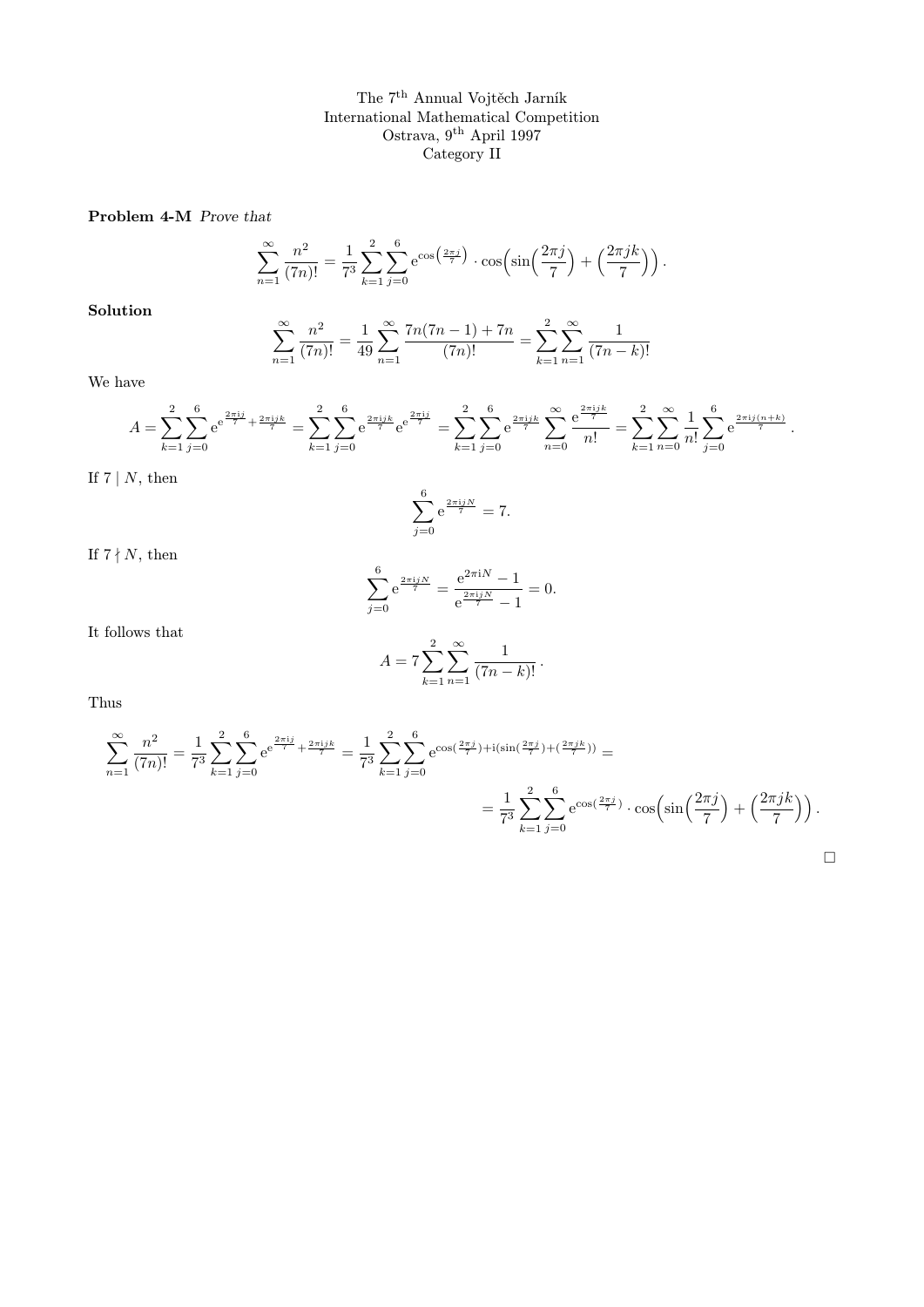The 7[th] Annual Vojtěch Jarník
International Mathematical Competition
Ostrava, 9[th] April 1997
Category II

**Problem 4-M** *Prove that*

$$\sum_{n=1}^{\infty} \frac{n^2}{(7n)!} = \frac{1}{7^3} \sum_{k=1}^{2} \sum_{j=0}^{6} \mathrm{e}^{\cos\left(\frac{2\pi j}{7}\right)} \cdot \cos\Big(\sin\Big(\frac{2\pi j}{7}\Big) + \Big(\frac{2\pi jk}{7}\Big)\Big).$$

**Solution**

$$\sum_{n=1}^{\infty} \frac{n^2}{(7n)!} = \frac{1}{49} \sum_{n=1}^{\infty} \frac{7n(7n-1)+7n}{(7n)!} = \sum_{k=1}^{2} \sum_{n=1}^{\infty} \frac{1}{(7n-k)!}$$

We have

$$A = \sum_{k=1}^{2} \sum_{j=0}^{6} \mathrm{e}^{\mathrm{e}^{\frac{2\pi \mathrm{i} j}{7}} + \frac{2\pi \mathrm{i} jk}{7}} = \sum_{k=1}^{2} \sum_{j=0}^{6} \mathrm{e}^{\frac{2\pi \mathrm{i} jk}{7}} \mathrm{e}^{\mathrm{e}^{\frac{2\pi \mathrm{i} j}{7}}} = \sum_{k=1}^{2} \sum_{j=0}^{6} \mathrm{e}^{\frac{2\pi \mathrm{i} jk}{7}} \sum_{n=0}^{\infty} \frac{\mathrm{e}^{\frac{2\pi \mathrm{i} jk}{7}}}{n!} = \sum_{k=1}^{2} \sum_{n=0}^{\infty} \frac{1}{n!} \sum_{j=0}^{6} \mathrm{e}^{\frac{2\pi \mathrm{i} j(n+k)}{7}}.$$

If $7 \mid N$, then

$$\sum_{j=0}^{6} \mathrm{e}^{\frac{2\pi \mathrm{i} jN}{7}} = 7.$$

If $7 \nmid N$, then

$$\sum_{j=0}^{6} \mathrm{e}^{\frac{2\pi \mathrm{i} jN}{7}} = \frac{\mathrm{e}^{2\pi \mathrm{i} N} - 1}{\mathrm{e}^{\frac{2\pi \mathrm{i} jN}{7}} - 1} = 0.$$

It follows that

$$A = 7 \sum_{k=1}^{2} \sum_{n=1}^{\infty} \frac{1}{(7n-k)!}.$$

Thus

$$\sum_{n=1}^{\infty} \frac{n^2}{(7n)!} = \frac{1}{7^3} \sum_{k=1}^{2} \sum_{j=0}^{6} \mathrm{e}^{\mathrm{e}^{\frac{2\pi \mathrm{i} j}{7}} + \frac{2\pi \mathrm{i} jk}{7}} = \frac{1}{7^3} \sum_{k=1}^{2} \sum_{j=0}^{6} \mathrm{e}^{\cos(\frac{2\pi j}{7}) + \mathrm{i}(\sin(\frac{2\pi j}{7}) + (\frac{2\pi jk}{7}))} =$$

$$= \frac{1}{7^3} \sum_{k=1}^{2} \sum_{j=0}^{6} \mathrm{e}^{\cos(\frac{2\pi j}{7})} \cdot \cos\Big(\sin\Big(\frac{2\pi j}{7}\Big) + \Big(\frac{2\pi jk}{7}\Big)\Big).$$

□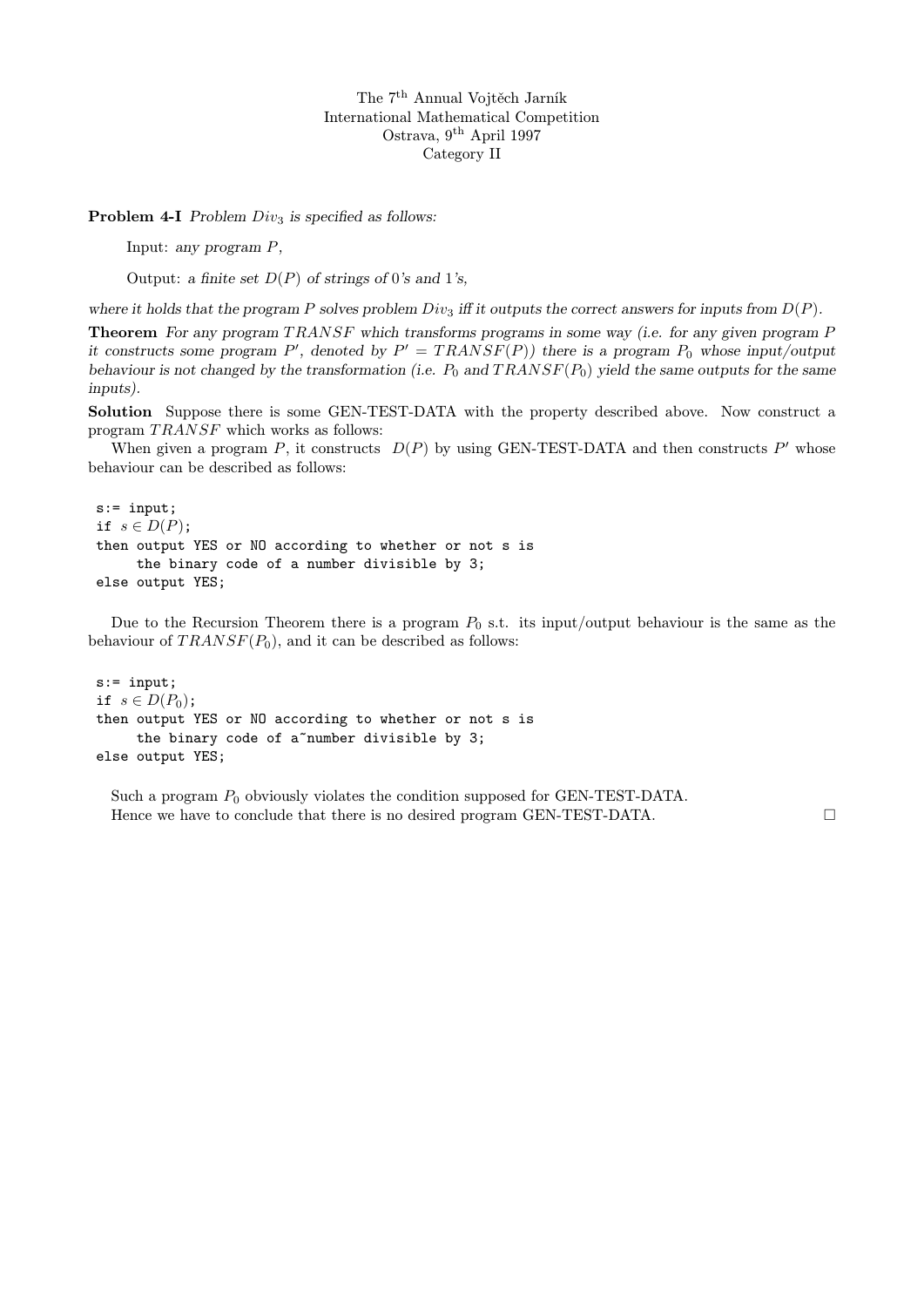The 7th Annual Vojtěch Jarník
International Mathematical Competition
Ostrava, 9th April 1997
Category II

**Problem 4-I** *Problem $Div_3$ is specified as follows:*

> Input: *any program $P$,*
>
> Output: *a finite set $D(P)$ of strings of 0's and 1's,*

*where it holds that the program $P$ solves problem $Div_3$ iff it outputs the correct answers for inputs from $D(P)$.*

**Theorem** *For any program $TRANSF$ which transforms programs in some way (i.e. for any given program $P$ it constructs some program $P'$, denoted by $P' = TRANSF(P)$) there is a program $P_0$ whose input/output behaviour is not changed by the transformation (i.e. $P_0$ and $TRANSF(P_0)$ yield the same outputs for the same inputs).*

**Solution** Suppose there is some GEN-TEST-DATA with the property described above. Now construct a program $TRANSF$ which works as follows:

When given a program $P$, it constructs $D(P)$ by using GEN-TEST-DATA and then constructs $P'$ whose behaviour can be described as follows:

```
s:= input;
if s ∈ D(P);
then output YES or NO according to whether or not s is
     the binary code of a number divisible by 3;
else output YES;
```

Due to the Recursion Theorem there is a program $P_0$ s.t. its input/output behaviour is the same as the behaviour of $TRANSF(P_0)$, and it can be described as follows:

```
s:= input;
if s ∈ D(P_0);
then output YES or NO according to whether or not s is
     the binary code of a~number divisible by 3;
else output YES;
```

Such a program $P_0$ obviously violates the condition supposed for GEN-TEST-DATA.

Hence we have to conclude that there is no desired program GEN-TEST-DATA. □